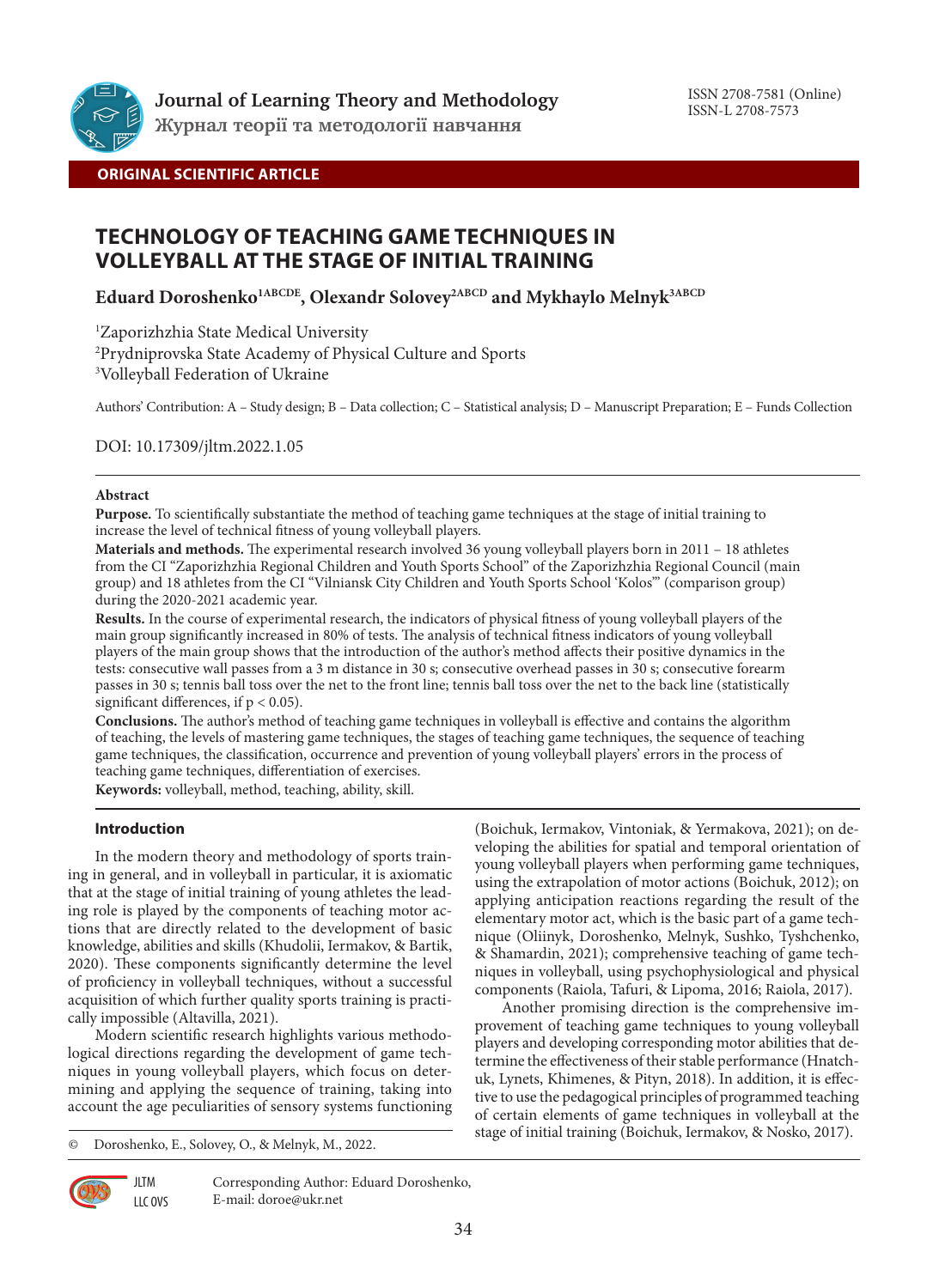Journal of Learning Theory and Methodology
Журнал теорії та методології навчання

ISSN 2708-7581 (Online)
ISSN-L 2708-7573

**ORIGINAL SCIENTIFIC ARTICLE**

# TECHNOLOGY OF TEACHING GAME TECHNIQUES IN VOLLEYBALL AT THE STAGE OF INITIAL TRAINING

**Eduard Doroshenko[1ABCDE], Olexandr Solovey[2ABCD] and Mykhaylo Melnyk[3ABCD]**

[1]Zaporizhzhia State Medical University
[2]Prydniprovska State Academy of Physical Culture and Sports
[3]Volleyball Federation of Ukraine

Authors' Contribution: A – Study design; B – Data collection; C – Statistical analysis; D – Manuscript Preparation; E – Funds Collection

DOI: 10.17309/jltm.2022.1.05

## Abstract

**Purpose.** To scientifically substantiate the method of teaching game techniques at the stage of initial training to increase the level of technical fitness of young volleyball players.

**Materials and methods.** The experimental research involved 36 young volleyball players born in 2011 – 18 athletes from the CI "Zaporizhzhia Regional Children and Youth Sports School" of the Zaporizhzhia Regional Council (main group) and 18 athletes from the CI "Vilniansk City Children and Youth Sports School 'Kolos'" (comparison group) during the 2020-2021 academic year.

**Results.** In the course of experimental research, the indicators of physical fitness of young volleyball players of the main group significantly increased in 80% of tests. The analysis of technical fitness indicators of young volleyball players of the main group shows that the introduction of the author's method affects their positive dynamics in the tests: consecutive wall passes from a 3 m distance in 30 s; consecutive overhead passes in 30 s; consecutive forearm passes in 30 s; tennis ball toss over the net to the front line; tennis ball toss over the net to the back line (statistically significant differences, if $p < 0.05$).

**Conclusions.** The author's method of teaching game techniques in volleyball is effective and contains the algorithm of teaching, the levels of mastering game techniques, the stages of teaching game techniques, the sequence of teaching game techniques, the classification, occurrence and prevention of young volleyball players' errors in the process of teaching game techniques, differentiation of exercises.

**Keywords:** volleyball, method, teaching, ability, skill.

## Introduction

In the modern theory and methodology of sports training in general, and in volleyball in particular, it is axiomatic that at the stage of initial training of young athletes the leading role is played by the components of teaching motor actions that are directly related to the development of basic knowledge, abilities and skills (Khudolii, Iermakov, & Bartik, 2020). These components significantly determine the level of proficiency in volleyball techniques, without a successful acquisition of which further quality sports training is practically impossible (Altavilla, 2021).

Modern scientific research highlights various methodological directions regarding the development of game techniques in young volleyball players, which focus on determining and applying the sequence of training, taking into account the age peculiarities of sensory systems functioning (Boichuk, Iermakov, Vintoniak, & Yermakova, 2021); on developing the abilities for spatial and temporal orientation of young volleyball players when performing game techniques, using the extrapolation of motor actions (Boichuk, 2012); on applying anticipation reactions regarding the result of the elementary motor act, which is the basic part of a game technique (Oliinyk, Doroshenko, Melnyk, Sushko, Tyshchenko, & Shamardin, 2021); comprehensive teaching of game techniques in volleyball, using psychophysiological and physical components (Raiola, Tafuri, & Lipoma, 2016; Raiola, 2017).

Another promising direction is the comprehensive improvement of teaching game techniques to young volleyball players and developing corresponding motor abilities that determine the effectiveness of their stable performance (Hnatchuk, Lynets, Khimenes, & Pityn, 2018). In addition, it is effective to use the pedagogical principles of programmed teaching of certain elements of game techniques in volleyball at the stage of initial training (Boichuk, Iermakov, & Nosko, 2017).

© Doroshenko, E., Solovey, O., & Melnyk, M., 2022.

Corresponding Author: Eduard Doroshenko,
E-mail: doroe@ukr.net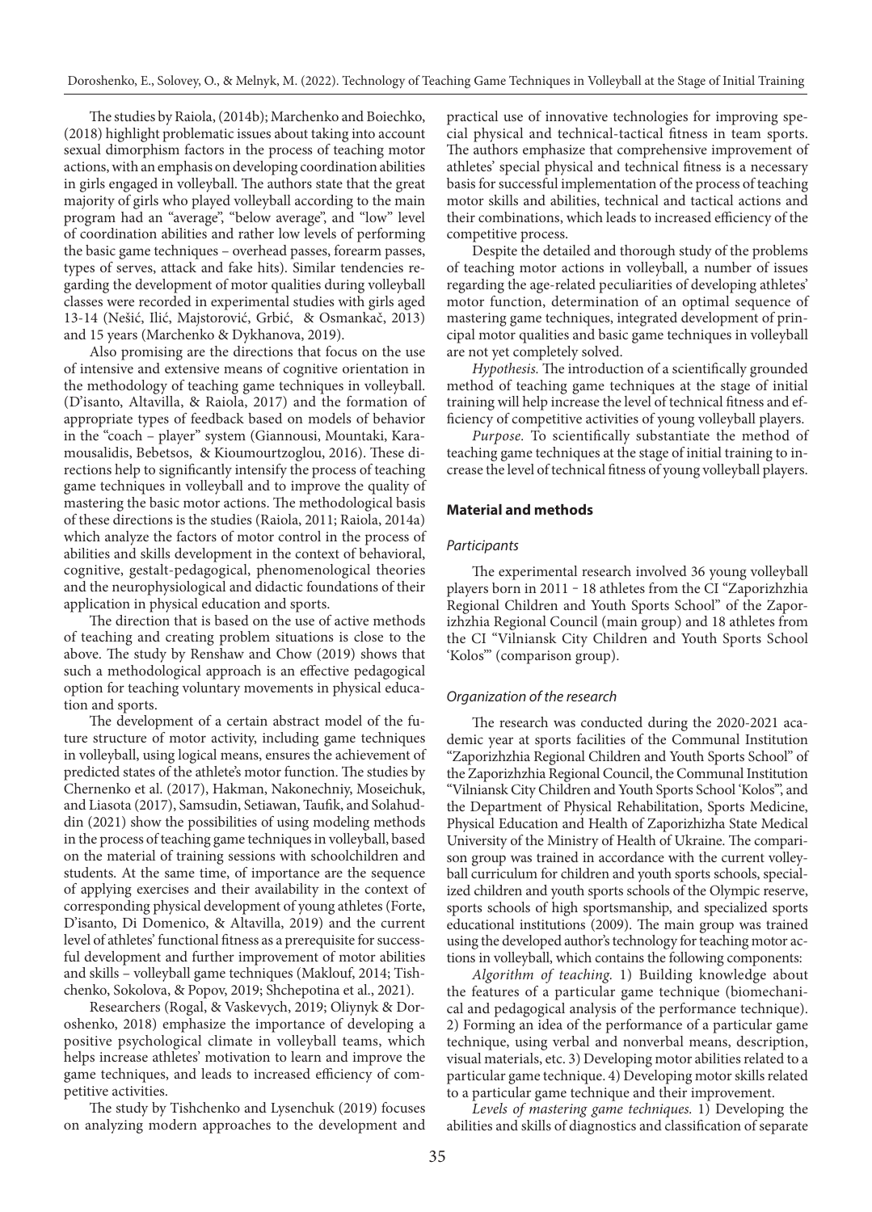The studies by Raiola, (2014b); Marchenko and Boiechko, (2018) highlight problematic issues about taking into account sexual dimorphism factors in the process of teaching motor actions, with an emphasis on developing coordination abilities in girls engaged in volleyball. The authors state that the great majority of girls who played volleyball according to the main program had an "average", "below average", and "low" level of coordination abilities and rather low levels of performing the basic game techniques – overhead passes, forearm passes, types of serves, attack and fake hits). Similar tendencies regarding the development of motor qualities during volleyball classes were recorded in experimental studies with girls aged 13-14 (Nešić, Ilić, Majstorović, Grbić, & Osmankač, 2013) and 15 years (Marchenko & Dykhanova, 2019).

Also promising are the directions that focus on the use of intensive and extensive means of cognitive orientation in the methodology of teaching game techniques in volleyball. (D'isanto, Altavilla, & Raiola, 2017) and the formation of appropriate types of feedback based on models of behavior in the "coach – player" system (Giannousi, Mountaki, Karamousalidis, Bebetsos, & Kioumourtzoglou, 2016). These directions help to significantly intensify the process of teaching game techniques in volleyball and to improve the quality of mastering the basic motor actions. The methodological basis of these directions is the studies (Raiola, 2011; Raiola, 2014a) which analyze the factors of motor control in the process of abilities and skills development in the context of behavioral, cognitive, gestalt-pedagogical, phenomenological theories and the neurophysiological and didactic foundations of their application in physical education and sports.

The direction that is based on the use of active methods of teaching and creating problem situations is close to the above. The study by Renshaw and Chow (2019) shows that such a methodological approach is an effective pedagogical option for teaching voluntary movements in physical education and sports.

The development of a certain abstract model of the future structure of motor activity, including game techniques in volleyball, using logical means, ensures the achievement of predicted states of the athlete's motor function. The studies by Chernenko et al. (2017), Hakman, Nakonechniy, Moseichuk, and Liasota (2017), Samsudin, Setiawan, Taufik, and Solahuddin (2021) show the possibilities of using modeling methods in the process of teaching game techniques in volleyball, based on the material of training sessions with schoolchildren and students. At the same time, of importance are the sequence of applying exercises and their availability in the context of corresponding physical development of young athletes (Forte, D'isanto, Di Domenico, & Altavilla, 2019) and the current level of athletes' functional fitness as a prerequisite for successful development and further improvement of motor abilities and skills – volleyball game techniques (Maklouf, 2014; Tishchenko, Sokolova, & Popov, 2019; Shchepotina et al., 2021).

Researchers (Rogal, & Vaskevych, 2019; Oliynyk & Doroshenko, 2018) emphasize the importance of developing a positive psychological climate in volleyball teams, which helps increase athletes' motivation to learn and improve the game techniques, and leads to increased efficiency of competitive activities.

The study by Tishchenko and Lysenchuk (2019) focuses on analyzing modern approaches to the development and practical use of innovative technologies for improving special physical and technical-tactical fitness in team sports. The authors emphasize that comprehensive improvement of athletes' special physical and technical fitness is a necessary basis for successful implementation of the process of teaching motor skills and abilities, technical and tactical actions and their combinations, which leads to increased efficiency of the competitive process.

Despite the detailed and thorough study of the problems of teaching motor actions in volleyball, a number of issues regarding the age-related peculiarities of developing athletes' motor function, determination of an optimal sequence of mastering game techniques, integrated development of principal motor qualities and basic game techniques in volleyball are not yet completely solved.

*Hypothesis.* The introduction of a scientifically grounded method of teaching game techniques at the stage of initial training will help increase the level of technical fitness and efficiency of competitive activities of young volleyball players.

*Purpose.* To scientifically substantiate the method of teaching game techniques at the stage of initial training to increase the level of technical fitness of young volleyball players.

## Material and methods

### *Participants*

The experimental research involved 36 young volleyball players born in 2011 ‑ 18 athletes from the CI "Zaporizhzhia Regional Children and Youth Sports School" of the Zaporizhzhia Regional Council (main group) and 18 athletes from the CI "Vilniansk City Children and Youth Sports School 'Kolos'" (comparison group).

### *Organization of the research*

The research was conducted during the 2020-2021 academic year at sports facilities of the Communal Institution "Zaporizhzhia Regional Children and Youth Sports School" of the Zaporizhzhia Regional Council, the Communal Institution "Vilniansk City Children and Youth Sports School 'Kolos'", and the Department of Physical Rehabilitation, Sports Medicine, Physical Education and Health of Zaporizhizha State Medical University of the Ministry of Health of Ukraine. The comparison group was trained in accordance with the current volleyball curriculum for children and youth sports schools, specialized children and youth sports schools of the Olympic reserve, sports schools of high sportsmanship, and specialized sports educational institutions (2009). The main group was trained using the developed author's technology for teaching motor actions in volleyball, which contains the following components:

*Algorithm of teaching.* 1) Building knowledge about the features of a particular game technique (biomechanical and pedagogical analysis of the performance technique). 2) Forming an idea of the performance of a particular game technique, using verbal and nonverbal means, description, visual materials, etc. 3) Developing motor abilities related to a particular game technique. 4) Developing motor skills related to a particular game technique and their improvement.

*Levels of mastering game techniques.* 1) Developing the abilities and skills of diagnostics and classification of separate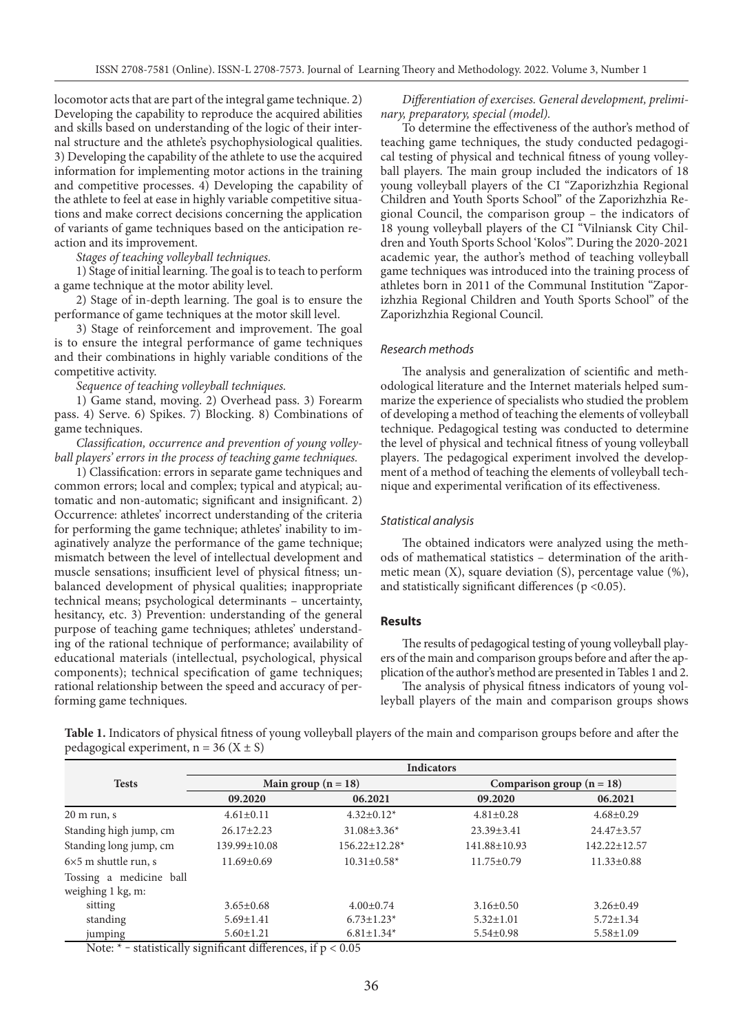locomotor acts that are part of the integral game technique. 2) Developing the capability to reproduce the acquired abilities and skills based on understanding of the logic of their internal structure and the athlete's psychophysiological qualities. 3) Developing the capability of the athlete to use the acquired information for implementing motor actions in the training and competitive processes. 4) Developing the capability of the athlete to feel at ease in highly variable competitive situations and make correct decisions concerning the application of variants of game techniques based on the anticipation reaction and its improvement.

*Stages of teaching volleyball techniques.*

1) Stage of initial learning. The goal is to teach to perform a game technique at the motor ability level.

2) Stage of in-depth learning. The goal is to ensure the performance of game techniques at the motor skill level.

3) Stage of reinforcement and improvement. The goal is to ensure the integral performance of game techniques and their combinations in highly variable conditions of the competitive activity.

*Sequence of teaching volleyball techniques.*

1) Game stand, moving. 2) Overhead pass. 3) Forearm pass. 4) Serve. 6) Spikes. 7) Blocking. 8) Combinations of game techniques.

*Classification, occurrence and prevention of young volleyball players' errors in the process of teaching game techniques.*

1) Classification: errors in separate game techniques and common errors; local and complex; typical and atypical; automatic and non-automatic; significant and insignificant. 2) Occurrence: athletes' incorrect understanding of the criteria for performing the game technique; athletes' inability to imaginatively analyze the performance of the game technique; mismatch between the level of intellectual development and muscle sensations; insufficient level of physical fitness; unbalanced development of physical qualities; inappropriate technical means; psychological determinants – uncertainty, hesitancy, etc. 3) Prevention: understanding of the general purpose of teaching game techniques; athletes' understanding of the rational technique of performance; availability of educational materials (intellectual, psychological, physical components); technical specification of game techniques; rational relationship between the speed and accuracy of performing game techniques.

*Differentiation of exercises. General development, preliminary, preparatory, special (model).*

To determine the effectiveness of the author's method of teaching game techniques, the study conducted pedagogical testing of physical and technical fitness of young volleyball players. The main group included the indicators of 18 young volleyball players of the CI "Zaporizhzhia Regional Children and Youth Sports School" of the Zaporizhzhia Regional Council, the comparison group – the indicators of 18 young volleyball players of the CI "Vilniansk City Children and Youth Sports School 'Kolos'". During the 2020-2021 academic year, the author's method of teaching volleyball game techniques was introduced into the training process of athletes born in 2011 of the Communal Institution "Zaporizhzhia Regional Children and Youth Sports School" of the Zaporizhzhia Regional Council.

### Research methods

The analysis and generalization of scientific and methodological literature and the Internet materials helped summarize the experience of specialists who studied the problem of developing a method of teaching the elements of volleyball technique. Pedagogical testing was conducted to determine the level of physical and technical fitness of young volleyball players. The pedagogical experiment involved the development of a method of teaching the elements of volleyball technique and experimental verification of its effectiveness.

### Statistical analysis

The obtained indicators were analyzed using the methods of mathematical statistics – determination of the arithmetic mean (X), square deviation (S), percentage value (%), and statistically significant differences ($p < 0.05$).

## Results

The results of pedagogical testing of young volleyball players of the main and comparison groups before and after the application of the author's method are presented in Tables 1 and 2.

The analysis of physical fitness indicators of young volleyball players of the main and comparison groups shows

**Table 1.** Indicators of physical fitness of young volleyball players of the main and comparison groups before and after the pedagogical experiment, n = 36 (X ± S)

| Tests | Indicators | | | |
|---|---|---|---|---|
| | **Main group (n = 18)** | | **Comparison group (n = 18)** | |
| | **09.2020** | **06.2021** | **09.2020** | **06.2021** |
| 20 m run, s | 4.61±0.11 | 4.32±0.12* | 4.81±0.28 | 4.68±0.29 |
| Standing high jump, cm | 26.17±2.23 | 31.08±3.36* | 23.39±3.41 | 24.47±3.57 |
| Standing long jump, cm | 139.99±10.08 | 156.22±12.28* | 141.88±10.93 | 142.22±12.57 |
| 6×5 m shuttle run, s | 11.69±0.69 | 10.31±0.58* | 11.75±0.79 | 11.33±0.88 |
| Tossing a medicine ball weighing 1 kg, m: | | | | |
| sitting | 3.65±0.68 | 4.00±0.74 | 3.16±0.50 | 3.26±0.49 |
| standing | 5.69±1.41 | 6.73±1.23* | 5.32±1.01 | 5.72±1.34 |
| jumping | 5.60±1.21 | 6.81±1.34* | 5.54±0.98 | 5.58±1.09 |

Note: * – statistically significant differences, if $p < 0.05$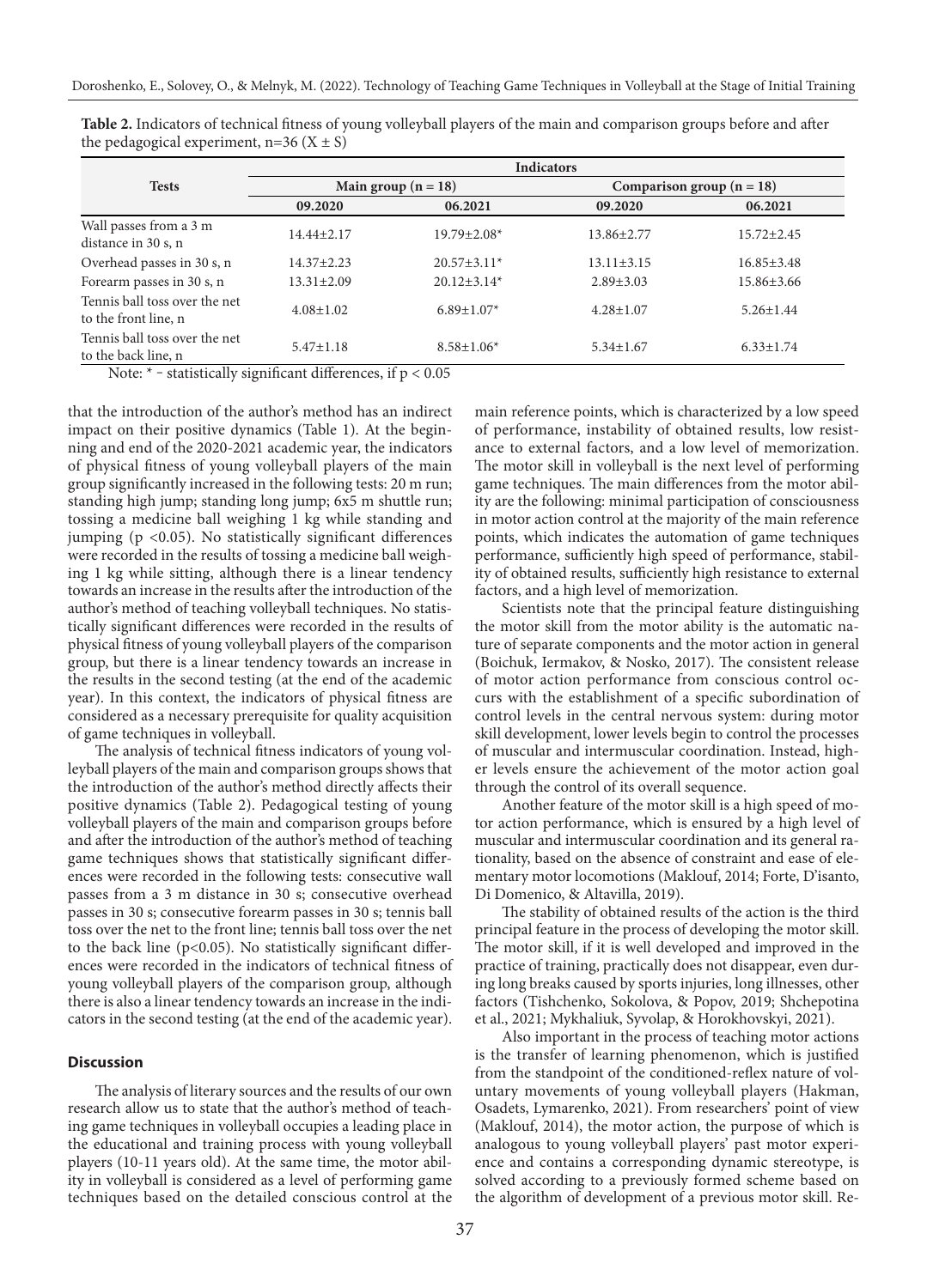**Table 2.** Indicators of technical fitness of young volleyball players of the main and comparison groups before and after the pedagogical experiment, n=36 (X ± S)

| Tests | Indicators | | | |
|---|---|---|---|---|
| | Main group (n = 18) | | Comparison group (n = 18) | |
| | 09.2020 | 06.2021 | 09.2020 | 06.2021 |
| Wall passes from a 3 m distance in 30 s, n | 14.44±2.17 | 19.79±2.08* | 13.86±2.77 | 15.72±2.45 |
| Overhead passes in 30 s, n | 14.37±2.23 | 20.57±3.11* | 13.11±3.15 | 16.85±3.48 |
| Forearm passes in 30 s, n | 13.31±2.09 | 20.12±3.14* | 2.89±3.03 | 15.86±3.66 |
| Tennis ball toss over the net to the front line, n | 4.08±1.02 | 6.89±1.07* | 4.28±1.07 | 5.26±1.44 |
| Tennis ball toss over the net to the back line, n | 5.47±1.18 | 8.58±1.06* | 5.34±1.67 | 6.33±1.74 |

Note: * – statistically significant differences, if $p < 0.05$

that the introduction of the author's method has an indirect impact on their positive dynamics (Table 1). At the beginning and end of the 2020-2021 academic year, the indicators of physical fitness of young volleyball players of the main group significantly increased in the following tests: 20 m run; standing high jump; standing long jump; 6x5 m shuttle run; tossing a medicine ball weighing 1 kg while standing and jumping ($p < 0.05$). No statistically significant differences were recorded in the results of tossing a medicine ball weighing 1 kg while sitting, although there is a linear tendency towards an increase in the results after the introduction of the author's method of teaching volleyball techniques. No statistically significant differences were recorded in the results of physical fitness of young volleyball players of the comparison group, but there is a linear tendency towards an increase in the results in the second testing (at the end of the academic year). In this context, the indicators of physical fitness are considered as a necessary prerequisite for quality acquisition of game techniques in volleyball.

The analysis of technical fitness indicators of young volleyball players of the main and comparison groups shows that the introduction of the author's method directly affects their positive dynamics (Table 2). Pedagogical testing of young volleyball players of the main and comparison groups before and after the introduction of the author's method of teaching game techniques shows that statistically significant differences were recorded in the following tests: consecutive wall passes from a 3 m distance in 30 s; consecutive overhead passes in 30 s; consecutive forearm passes in 30 s; tennis ball toss over the net to the front line; tennis ball toss over the net to the back line ($p < 0.05$). No statistically significant differences were recorded in the indicators of technical fitness of young volleyball players of the comparison group, although there is also a linear tendency towards an increase in the indicators in the second testing (at the end of the academic year).

## Discussion

The analysis of literary sources and the results of our own research allow us to state that the author's method of teaching game techniques in volleyball occupies a leading place in the educational and training process with young volleyball players (10-11 years old). At the same time, the motor ability in volleyball is considered as a level of performing game techniques based on the detailed conscious control at the main reference points, which is characterized by a low speed of performance, instability of obtained results, low resistance to external factors, and a low level of memorization. The motor skill in volleyball is the next level of performing game techniques. The main differences from the motor ability are the following: minimal participation of consciousness in motor action control at the majority of the main reference points, which indicates the automation of game techniques performance, sufficiently high speed of performance, stability of obtained results, sufficiently high resistance to external factors, and a high level of memorization.

Scientists note that the principal feature distinguishing the motor skill from the motor ability is the automatic nature of separate components and the motor action in general (Boichuk, Iermakov, & Nosko, 2017). The consistent release of motor action performance from conscious control occurs with the establishment of a specific subordination of control levels in the central nervous system: during motor skill development, lower levels begin to control the processes of muscular and intermuscular coordination. Instead, higher levels ensure the achievement of the motor action goal through the control of its overall sequence.

Another feature of the motor skill is a high speed of motor action performance, which is ensured by a high level of muscular and intermuscular coordination and its general rationality, based on the absence of constraint and ease of elementary motor locomotions (Maklouf, 2014; Forte, D'isanto, Di Domenico, & Altavilla, 2019).

The stability of obtained results of the action is the third principal feature in the process of developing the motor skill. The motor skill, if it is well developed and improved in the practice of training, practically does not disappear, even during long breaks caused by sports injuries, long illnesses, other factors (Tishchenko, Sokolova, & Popov, 2019; Shchepotina et al., 2021; Mykhaliuk, Syvolap, & Horokhovskyi, 2021).

Also important in the process of teaching motor actions is the transfer of learning phenomenon, which is justified from the standpoint of the conditioned-reflex nature of voluntary movements of young volleyball players (Hakman, Osadets, Lymarenko, 2021). From researchers' point of view (Maklouf, 2014), the motor action, the purpose of which is analogous to young volleyball players' past motor experience and contains a corresponding dynamic stereotype, is solved according to a previously formed scheme based on the algorithm of development of a previous motor skill. Re-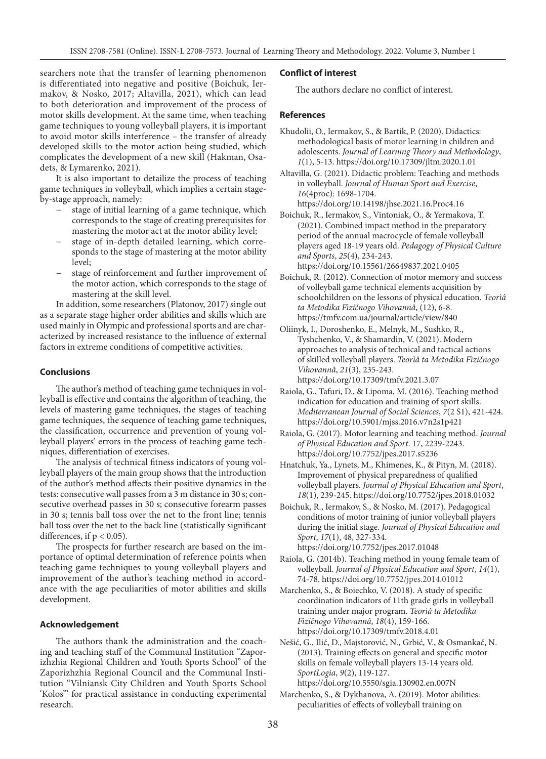searchers note that the transfer of learning phenomenon is differentiated into negative and positive (Boichuk, Iermakov, & Nosko, 2017; Altavilla, 2021), which can lead to both deterioration and improvement of the process of motor skills development. At the same time, when teaching game techniques to young volleyball players, it is important to avoid motor skills interference – the transfer of already developed skills to the motor action being studied, which complicates the development of a new skill (Hakman, Osadets, & Lymarenko, 2021).

It is also important to detailize the process of teaching game techniques in volleyball, which implies a certain stage-by-stage approach, namely:

- stage of initial learning of a game technique, which corresponds to the stage of creating prerequisites for mastering the motor act at the motor ability level;
- stage of in-depth detailed learning, which corresponds to the stage of mastering at the motor ability level;
- stage of reinforcement and further improvement of the motor action, which corresponds to the stage of mastering at the skill level.

In addition, some researchers (Platonov, 2017) single out as a separate stage higher order abilities and skills which are used mainly in Olympic and professional sports and are characterized by increased resistance to the influence of external factors in extreme conditions of competitive activities.

## Conclusions

The author's method of teaching game techniques in volleyball is effective and contains the algorithm of teaching, the levels of mastering game techniques, the stages of teaching game techniques, the sequence of teaching game techniques, the classification, occurrence and prevention of young volleyball players' errors in the process of teaching game techniques, differentiation of exercises.

The analysis of technical fitness indicators of young volleyball players of the main group shows that the introduction of the author's method affects their positive dynamics in the tests: consecutive wall passes from a 3 m distance in 30 s; consecutive overhead passes in 30 s; consecutive forearm passes in 30 s; tennis ball toss over the net to the front line; tennis ball toss over the net to the back line (statistically significant differences, if $p < 0.05$).

The prospects for further research are based on the importance of optimal determination of reference points when teaching game techniques to young volleyball players and improvement of the author's teaching method in accordance with the age peculiarities of motor abilities and skills development.

## Acknowledgement

The authors thank the administration and the coaching and teaching staff of the Communal Institution "Zaporizhzhia Regional Children and Youth Sports School" of the Zaporizhzhia Regional Council and the Communal Institution "Vilniansk City Children and Youth Sports School 'Kolos'" for practical assistance in conducting experimental research.

## Conflict of interest

The authors declare no conflict of interest.

## References

Khudolii, O., Iermakov, S., & Bartik, P. (2020). Didactics: methodological basis of motor learning in children and adolescents. *Journal of Learning Theory and Methodology*, *1*(1), 5-13. https://doi.org/10.17309/jltm.2020.1.01

Altavilla, G. (2021). Didactic problem: Teaching and methods in volleyball. *Journal of Human Sport and Exercise*, *16*(4proc): 1698-1704. https://doi.org/10.14198/jhse.2021.16.Proc4.16

Boichuk, R., Iermakov, S., Vintoniak, O., & Yermakova, T. (2021). Combined impact method in the preparatory period of the annual macrocycle of female volleyball players aged 18-19 years old. *Pedagogy of Physical Culture and Sports*, *25*(4), 234-243. https://doi.org/10.15561/26649837.2021.0405

Boichuk, R. (2012). Connection of motor memory and success of volleyball game technical elements acquisition by schoolchildren on the lessons of physical education. *Teorìâ ta Metodika Fìzičnogo Vihovannâ*, (12), 6-8. https://tmfv.com.ua/journal/article/view/840

Oliinyk, I., Doroshenko, E., Melnyk, M., Sushko, R., Tyshchenko, V., & Shamardin, V. (2021). Modern approaches to analysis of technical and tactical actions of skilled volleyball players. *Teorìâ ta Metodika Fìzičnogo Vihovannâ*, *21*(3), 235-243. https://doi.org/10.17309/tmfv.2021.3.07

Raiola, G., Tafuri, D., & Lipoma, M. (2016). Teaching method indication for education and training of sport skills. *Mediterranean Journal of Social Sciences*, *7*(2 S1), 421-424. https://doi.org/10.5901/mjss.2016.v7n2s1p421

Raiola, G. (2017). Motor learning and teaching method. *Journal of Physical Education and Sport*. 17, 2239-2243. https://doi.org/10.7752/jpes.2017.s5236

Hnatchuk, Ya., Lynets, M., Khimenes, K., & Pityn, M. (2018). Improvement of physical preparedness of qualified volleyball players. *Journal of Physical Education and Sport*, *18*(1), 239-245. https://doi.org/10.7752/jpes.2018.01032

Boichuk, R., Iermakov, S., & Nosko, M. (2017). Pedagogical conditions of motor training of junior volleyball players during the initial stage. *Journal of Physical Education and Sport*, *17*(1), 48, 327-334. https://doi.org/10.7752/jpes.2017.01048

Raiola, G. (2014b). Teaching method in young female team of volleyball. *Journal of Physical Education and Sport*, *14*(1), 74-78. https://doi.org/10.7752/jpes.2014.01012

Marchenko, S., & Boiechko, V. (2018). A study of specific coordination indicators of 11th grade girls in volleyball training under major program. *Teorìâ ta Metodika Fìzičnogo Vihovannâ*, *18*(4), 159-166. https://doi.org/10.17309/tmfv.2018.4.01

Nešić, G., Ilić, D., Majstorović, N., Grbić, V., & Osmankač, N. (2013). Training effects on general and specific motor skills on female volleyball players 13-14 years old. *SportLogia*, *9*(2), 119-127. https://doi.org/10.5550/sgia.130902.en.007N

Marchenko, S., & Dykhanova, A. (2019). Motor abilities: peculiarities of effects of volleyball training on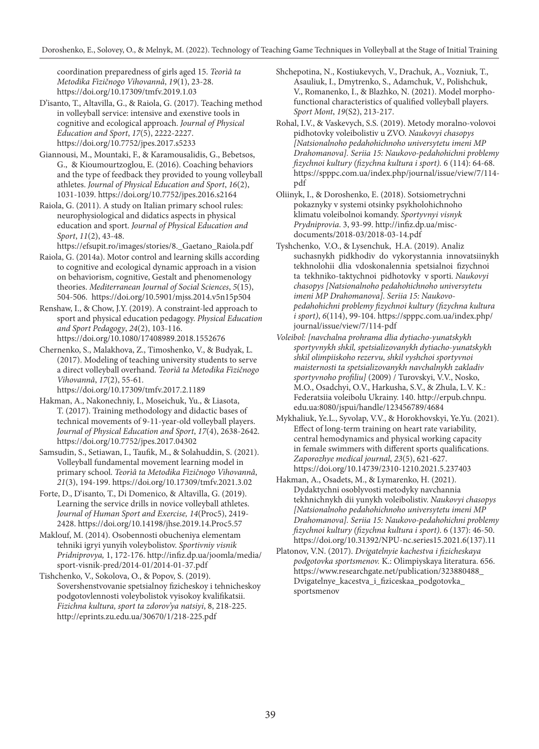coordination preparedness of girls aged 15. *Teorìâ ta Metodika Fizičnogo Vihovannâ*, *19*(1), 23-28. https://doi.org/10.17309/tmfv.2019.1.03

D'isanto, T., Altavilla, G., & Raiola, G. (2017). Teaching method in volleyball service: intensive and exenstive tools in cognitive and ecological approach. *Journal of Physical Education and Sport*, *17*(5), 2222-2227. https://doi.org/10.7752/jpes.2017.s5233

Giannousi, M., Mountaki, F., & Karamousalidis, G., Bebetsos, G., & Kioumourtzoglou, E. (2016). Coaching behaviors and the type of feedback they provided to young volleyball athletes. *Journal of Physical Education and Sport*, *16*(2), 1031-1039. https://doi.org/10.7752/jpes.2016.s2164

Raiola, G. (2011). A study on Italian primary school rules: neurophysiological and didatics aspects in physical education and sport. *Journal of Physical Education and Sport*, *11*(2), 43-48. https://efsupit.ro/images/stories/8._Gaetano_Raiola.pdf

Raiola, G. (2014a). Motor control and learning skills according to cognitive and ecological dynamic approach in a vision on behaviorism, cognitive, Gestalt and phenomenology theories. *Mediterranean Journal of Social Sciences*, *5*(15), 504-506. https://doi.org/10.5901/mjss.2014.v5n15p504

Renshaw, I., & Chow, J.Y. (2019). A constraint-led approach to sport and physical education pedagogy. *Physical Education and Sport Pedagogy*, *24*(2), 103-116. https://doi.org/10.1080/17408989.2018.1552676

Chernenko, S., Malakhova, Z., Timoshenko, V., & Budyak, L. (2017). Modeling of teaching university students to serve a direct volleyball overhand. *Teorìâ ta Metodika Fìzičnogo Vihovannâ*, *17*(2), 55-61. https://doi.org/10.17309/tmfv.2017.2.1189

Hakman, A., Nakonechniy, I., Moseichuk, Yu., & Liasota, T. (2017). Training methodology and didactic bases of technical movements of 9-11-year-old volleyball players. *Journal of Physical Education and Sport*, *17*(4), 2638-2642. https://doi.org/10.7752/jpes.2017.04302

Samsudin, S., Setiawan, I., Taufik, M., & Solahuddin, S. (2021). Volleyball fundamental movement learning model in primary school. *Teorìâ ta Metodika Fizičnogo Vihovannâ*, *21*(3), 194-199. https://doi.org/10.17309/tmfv.2021.3.02

Forte, D., D'isanto, T., Di Domenico, & Altavilla, G. (2019). Learning the service drills in novice volleyball athletes. *Journal of Human Sport and Exercise, 14*(Proc5), 2419-2428. https://doi.org/10.14198/jhse.2019.14.Proc5.57

Maklouf, M. (2014). Osobennosti obucheniya elementam tehniki igryi yunyih voleybolistov. *Sportivniy visnik Pridniprovya,* 1, 172-176. http://infiz.dp.ua/joomla/media/sport-visnik-pred/2014-01/2014-01-37.pdf

Tishchenko, V., Sokolova, O., & Popov, S. (2019). Sovershenstvovanie spetsialnoy fizicheskoy i tehnicheskoy podgotovlennosti voleybolistok vyisokoy kvalifikatsii. *Fizichna kultura, sport ta zdorov'ya natsiyi*, 8, 218-225. http://eprints.zu.edu.ua/30670/1/218-225.pdf

Shchepotina, N., Kostiukevych, V., Drachuk, A., Vozniuk, T., Asauliuk, I., Dmytrenko, S., Adamchuk, V., Polishchuk, V., Romanenko, I., & Blazhko, N. (2021). Model morpho-functional characteristics of qualified volleyball players. *Sport Mont*, *19*(S2), 213-217.

Rohal, I.V., & Vaskevych, S.S. (2019). Metody moralno-volovoi pidhotovky voleibolistiv u ZVO. *Naukovyi chasopys [Natsionalnoho pedahohichnoho universytetu imeni MP Drahomanova]. Seriia 15: Naukovo-pedahohichni problemy fizychnoi kultury (fizychna kultura i sport).* 6 (114): 64-68. https://spppc.com.ua/index.php/journal/issue/view/7/114-pdf

Oliinyk, I., & Doroshenko, E. (2018). Sotsiometrychni pokaznyky v systemi otsinky psykholohichnoho klimatu voleibolnoi komandy. *Sportyvnyi visnyk Prydniprovia*. 3, 93-99. http://infiz.dp.ua/misc-documents/2018-03/2018-03-14.pdf

Tyshchenko, V.O., & Lysenchuk, H.A. (2019). Analiz suchasnykh pidkhodiv do vykorystannia innovatsiinykh tekhnolohii dlia vdoskonalennia spetsialnoi fizychnoi ta tekhniko-taktychnoi pidhotovky v sporti. *Naukovyi chasopys [Natsionalnoho pedahohichnoho universytetu imeni MP Drahomanova]. Seriia 15: Naukovo-pedahohichni problemy fizychnoi kultury (fizychna kultura i sport)*, *6*(114), 99-104. https://spppc.com.ua/index.php/journal/issue/view/7/114-pdf

*Voleibol: [navchalna prohrama dlia dytiacho-yunatskykh sportyvnykh shkil, spetsializovanykh dytiacho-yunatskykh shkil olimpiiskoho rezervu, shkil vyshchoi sportyvnoi maisternosti ta spetsializovanykh navchalnykh zakladiv sportyvnoho profiliu]* (2009) / Turovskyi, V.V., Nosko, M.O., Osadchyi, O.V., Harkusha, S.V., & Zhula, L.V. K.: Federatsiia voleibolu Ukrainy. 140. http://erpub.chnpu.edu.ua:8080/jspui/handle/123456789/4684

Mykhaliuk, Ye.L., Syvolap, V.V., & Horokhovskyi, Ye.Yu. (2021). Effect of long-term training on heart rate variability, central hemodynamics and physical working capacity in female swimmers with different sports qualifications. *Zaporozhye medical journal*, *23*(5), 621-627. https://doi.org/10.14739/2310-1210.2021.5.237403

Hakman, A., Osadets, M., & Lymarenko, H. (2021). Dydaktychni osoblyvosti metodyky navchannia tekhnichnykh dii yunykh voleibolistiv. *Naukovyi chasopys [Natsionalnoho pedahohichnoho universytetu imeni MP Drahomanova]. Seriia 15: Naukovo-pedahohichni problemy fizychnoi kultury (fizychna kultura i sport)*. 6 (137): 46-50. https://doi.org/10.31392/NPU-nc.series15.2021.6(137).11

Platonov, V.N. (2017). *Dvigatelnyie kachestva i fizicheskaya podgotovka sportsmenov.* K.: Olimpiyskaya literatura. 656. https://www.researchgate.net/publication/323880488_Dvigatelnye_kacestva_i_fiziceskaa_podgotovka_sportsmenov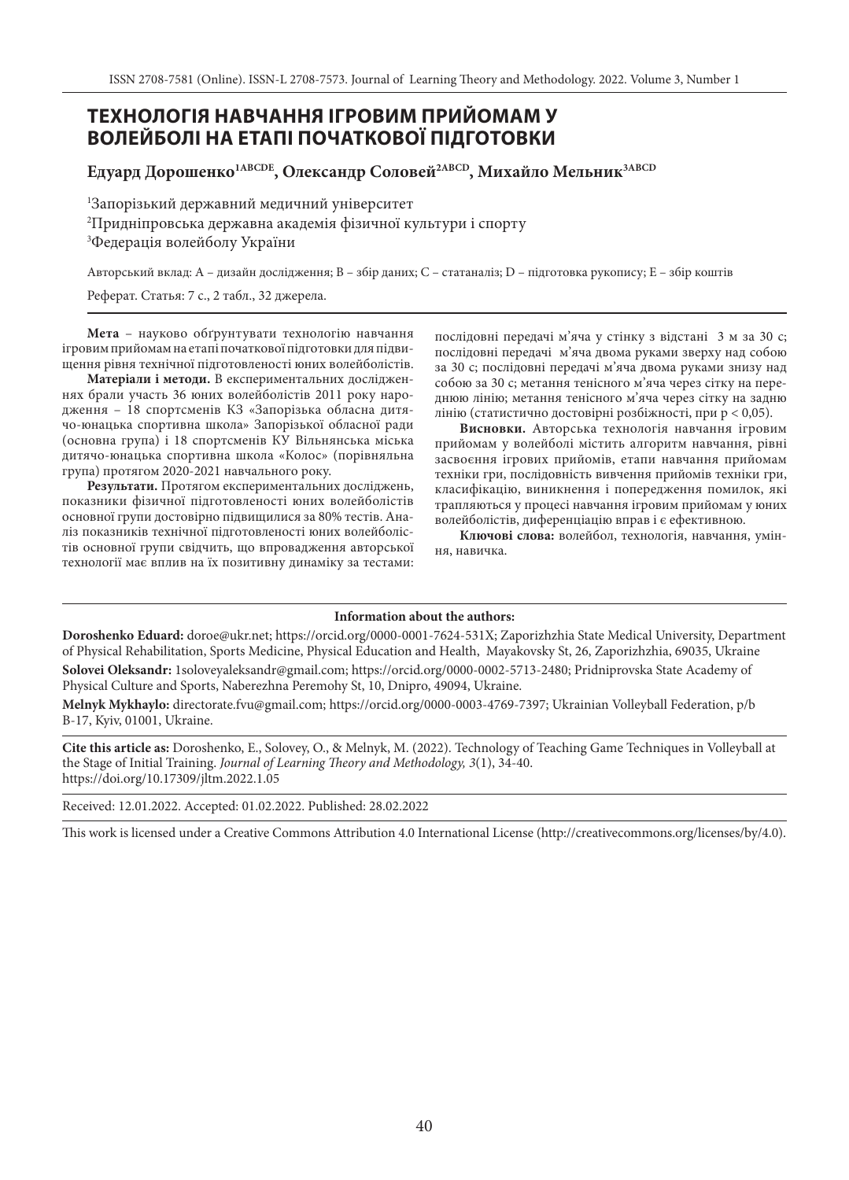# ТЕХНОЛОГІЯ НАВЧАННЯ ІГРОВИМ ПРИЙОМАМ У ВОЛЕЙБОЛІ НА ЕТАПІ ПОЧАТКОВОЇ ПІДГОТОВКИ

**Едуард Дорошенко[1ABCDE], Олександр Соловей[2ABCD], Михайло Мельник[3ABCD]**

[1]Запорізький державний медичний університет
[2]Придніпровська державна академія фізичної культури і спорту
[3]Федерація волейболу України

Авторський вклад: A – дизайн дослідження; B – збір даних; C – статаналіз; D – підготовка рукопису; E – збір коштів

Реферат. Стаття: 7 с., 2 табл., 32 джерела.

**Мета** – науково обґрунтувати технологію навчання ігровим прийомам на етапі початкової підготовки для підвищення рівня технічної підготовленості юних волейболістів.

**Матеріали і методи.** В експериментальних дослідженнях брали участь 36 юних волейболістів 2011 року народження – 18 спортсменів КЗ «Запорізька обласна дитячо-юнацька спортивна школа» Запорізької обласної ради (основна група) і 18 спортсменів КУ Вільнянська міська дитячо-юнацька спортивна школа «Колос» (порівняльна група) протягом 2020-2021 навчального року.

**Результати.** Протягом експериментальних досліджень, показники фізичної підготовленості юних волейболістів основної групи достовірно підвищилися за 80% тестів. Аналіз показників технічної підготовленості юних волейболістів основної групи свідчить, що впровадження авторської технології має вплив на їх позитивну динаміку за тестами: послідовні передачі м'яча у стінку з відстані 3 м за 30 с; послідовні передачі м'яча двома руками зверху над собою за 30 с; послідовні передачі м'яча двома руками знизу над собою за 30 с; метання тенісного м'яча через сітку на передню лінію; метання тенісного м'яча через сітку на задню лінію (статистично достовірні розбіжності, при $p < 0,05$).

**Висновки.** Авторська технологія навчання ігровим прийомам у волейболі містить алгоритм навчання, рівні засвоєння ігрових прийомів, етапи навчання прийомам техніки гри, послідовність вивчення прийомів техніки гри, класифікацію, виникнення і попередження помилок, які трапляються у процесі навчання ігровим прийомам у юних волейболістів, диференціацію вправ і є ефективною.

**Ключові слова:** волейбол, технологія, навчання, уміння, навичка.

---

**Information about the authors:**

**Doroshenko Eduard:** doroe@ukr.net; https://orcid.org/0000-0001-7624-531X; Zaporizhzhia State Medical University, Department of Physical Rehabilitation, Sports Medicine, Physical Education and Health, Mayakovsky St, 26, Zaporizhzhia, 69035, Ukraine

**Solovei Oleksandr:** 1soloveyaleksandr@gmail.com; https://orcid.org/0000-0002-5713-2480; Pridniprovska State Academy of Physical Culture and Sports, Naberezhna Peremohy St, 10, Dnipro, 49094, Ukraine.

**Melnyk Mykhaylo:** directorate.fvu@gmail.com; https://orcid.org/0000-0003-4769-7397; Ukrainian Volleyball Federation, p/b B-17, Kyiv, 01001, Ukraine.

**Cite this article as:** Doroshenko, E., Solovey, O., & Melnyk, M. (2022). Technology of Teaching Game Techniques in Volleyball at the Stage of Initial Training. *Journal of Learning Theory and Methodology, 3*(1), 34-40. https://doi.org/10.17309/jltm.2022.1.05

Received: 12.01.2022. Accepted: 01.02.2022. Published: 28.02.2022

This work is licensed under a Creative Commons Attribution 4.0 International License (http://creativecommons.org/licenses/by/4.0).